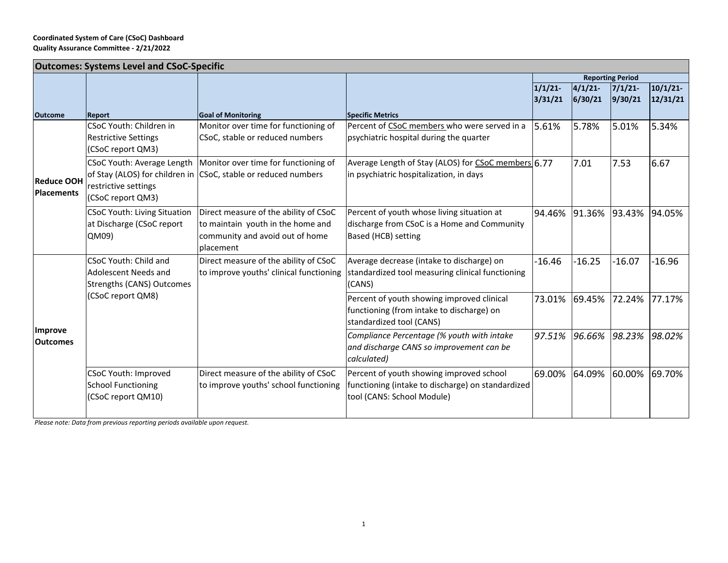**Coordinated System of Care (CSoC) Dashboard**
**Quality Assurance Committee - 2/21/2022**

| **Outcomes: Systems Level and CSoC-Specific** | | | | | | | |
|---|---|---|---|---|---|---|---|
| | | | | **Reporting Period** | | | |
| **Outcome** | **Report** | **Goal of Monitoring** | **Specific Metrics** | **1/1/21-3/31/21** | **4/1/21-6/30/21** | **7/1/21-9/30/21** | **10/1/21-12/31/21** |
| **Reduce OOH Placements** | CSoC Youth: Children in Restrictive Settings (CSoC report QM3) | Monitor over time for functioning of CSoC, stable or reduced numbers | Percent of CSoC members who were served in a psychiatric hospital during the quarter | 5.61% | 5.78% | 5.01% | 5.34% |
| | CSoC Youth: Average Length of Stay (ALOS) for children in restrictive settings (CSoC report QM3) | Monitor over time for functioning of CSoC, stable or reduced numbers | Average Length of Stay (ALOS) for CSoC members in psychiatric hospitalization, in days | 6.77 | 7.01 | 7.53 | 6.67 |
| | CSoC Youth: Living Situation at Discharge (CSoC report QM09) | Direct measure of the ability of CSoC to maintain youth in the home and community and avoid out of home placement | Percent of youth whose living situation at discharge from CSoC is a Home and Community Based (HCB) setting | 94.46% | 91.36% | 93.43% | 94.05% |
| **Improve Outcomes** | CSoC Youth: Child and Adolescent Needs and Strengths (CANS) Outcomes (CSoC report QM8) | Direct measure of the ability of CSoC to improve youths' clinical functioning | Average decrease (intake to discharge) on standardized tool measuring clinical functioning (CANS) | -16.46 | -16.25 | -16.07 | -16.96 |
| | | | Percent of youth showing improved clinical functioning (from intake to discharge) on standardized tool (CANS) | 73.01% | 69.45% | 72.24% | 77.17% |
| | | | *Compliance Percentage (% youth with intake and discharge CANS so improvement can be calculated)* | *97.51%* | *96.66%* | *98.23%* | *98.02%* |
| | CSoC Youth: Improved School Functioning (CSoC report QM10) | Direct measure of the ability of CSoC to improve youths' school functioning | Percent of youth showing improved school functioning (intake to discharge) on standardized tool (CANS: School Module) | 69.00% | 64.09% | 60.00% | 69.70% |

*Please note: Data from previous reporting periods available upon request.*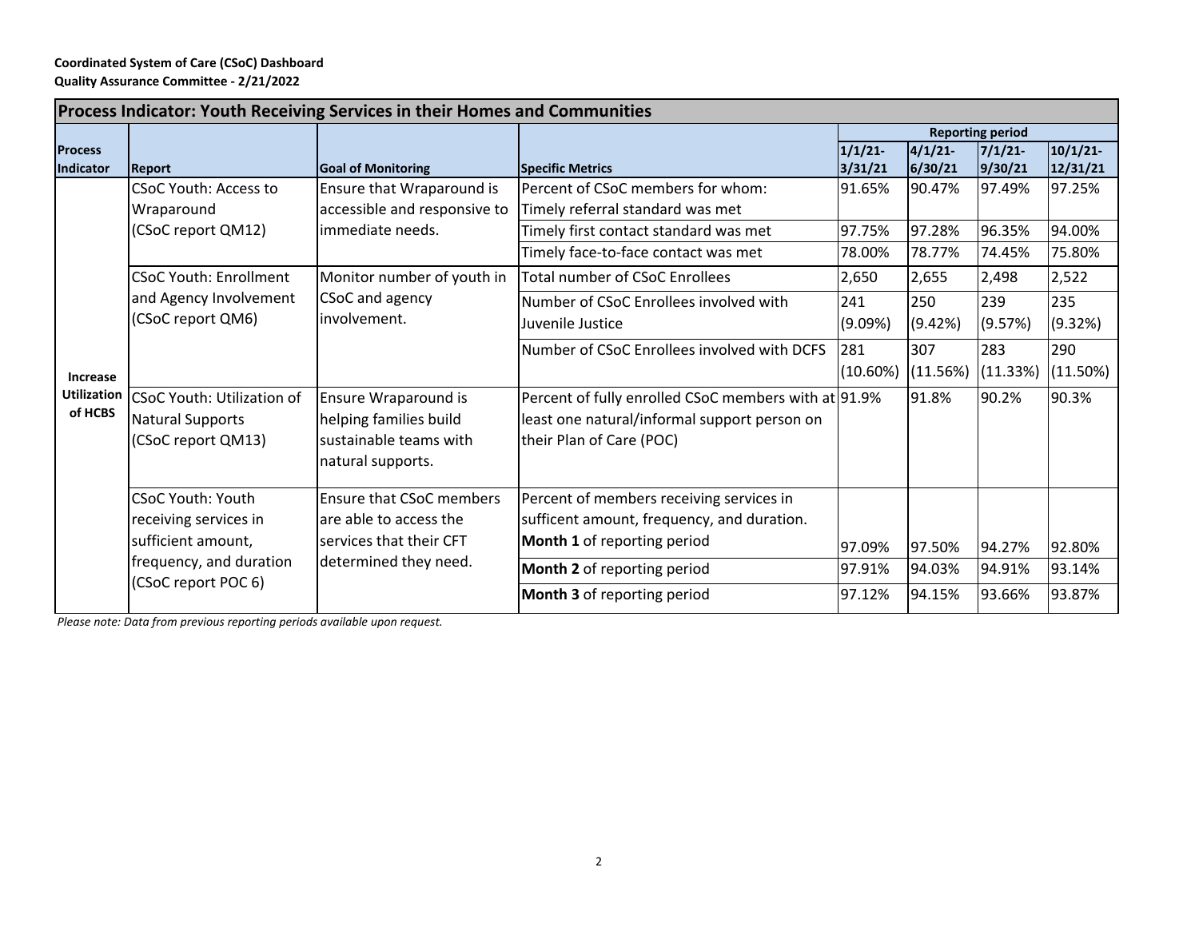**Coordinated System of Care (CSoC) Dashboard**
**Quality Assurance Committee - 2/21/2022**

| Process Indicator: Youth Receiving Services in their Homes and Communities | | | | | | | |
|---|---|---|---|---|---|---|---|
| | | | | Reporting period | | | |
| **Process Indicator** | **Report** | **Goal of Monitoring** | **Specific Metrics** | **1/1/21-3/31/21** | **4/1/21-6/30/21** | **7/1/21-9/30/21** | **10/1/21-12/31/21** |
| **Increase Utilization of HCBS** | CSoC Youth: Access to Wraparound (CSoC report QM12) | Ensure that Wraparound is accessible and responsive to immediate needs. | Percent of CSoC members for whom: Timely referral standard was met | 91.65% | 90.47% | 97.49% | 97.25% |
| | | | Timely first contact standard was met | 97.75% | 97.28% | 96.35% | 94.00% |
| | | | Timely face-to-face contact was met | 78.00% | 78.77% | 74.45% | 75.80% |
| | CSoC Youth: Enrollment and Agency Involvement (CSoC report QM6) | Monitor number of youth in CSoC and agency involvement. | Total number of CSoC Enrollees | 2,650 | 2,655 | 2,498 | 2,522 |
| | | | Number of CSoC Enrollees involved with Juvenile Justice | 241 (9.09%) | 250 (9.42%) | 239 (9.57%) | 235 (9.32%) |
| | | | Number of CSoC Enrollees involved with DCFS | 281 (10.60%) | 307 (11.56%) | 283 (11.33%) | 290 (11.50%) |
| | CSoC Youth: Utilization of Natural Supports (CSoC report QM13) | Ensure Wraparound is helping families build sustainable teams with natural supports. | Percent of fully enrolled CSoC members with at least one natural/informal support person on their Plan of Care (POC) | 91.9% | 91.8% | 90.2% | 90.3% |
| | CSoC Youth: Youth receiving services in sufficient amount, frequency, and duration (CSoC report POC 6) | Ensure that CSoC members are able to access the services that their CFT determined they need. | Percent of members receiving services in sufficent amount, frequency, and duration. **Month 1** of reporting period | 97.09% | 97.50% | 94.27% | 92.80% |
| | | | **Month 2** of reporting period | 97.91% | 94.03% | 94.91% | 93.14% |
| | | | **Month 3** of reporting period | 97.12% | 94.15% | 93.66% | 93.87% |

*Please note: Data from previous reporting periods available upon request.*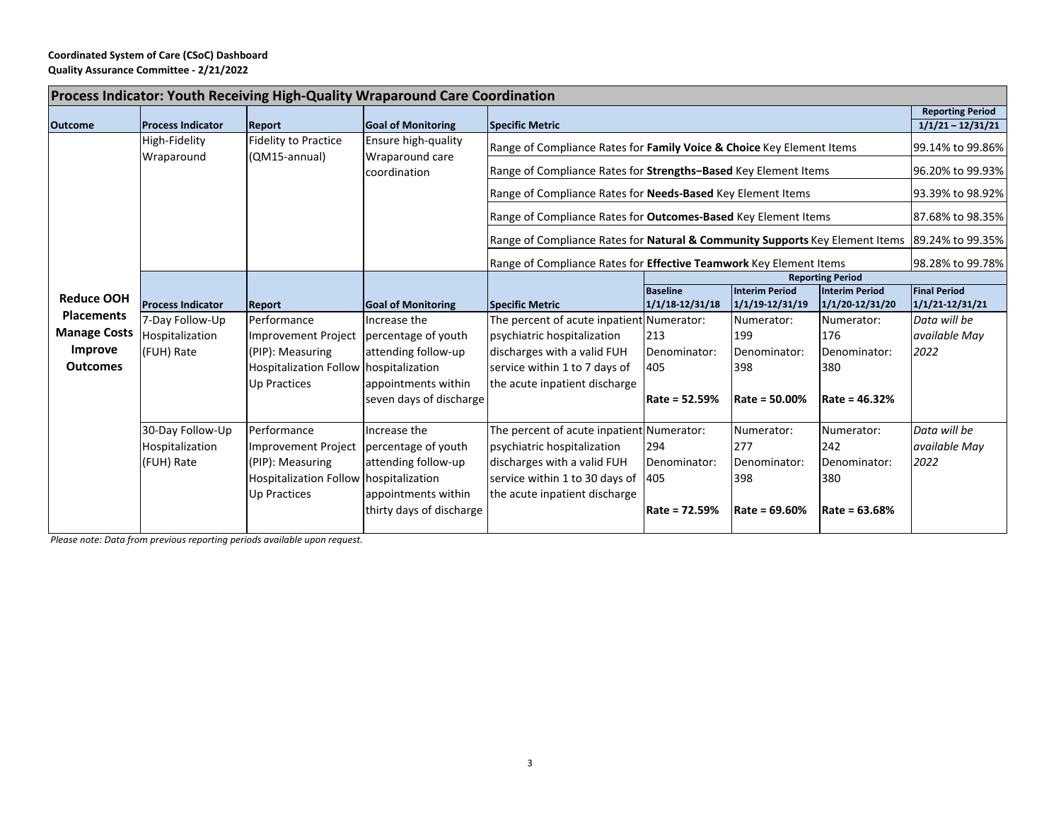**Coordinated System of Care (CSoC) Dashboard**
**Quality Assurance Committee - 2/21/2022**

## Process Indicator: Youth Receiving High-Quality Wraparound Care Coordination

| Outcome | Process Indicator | Report | Goal of Monitoring | Specific Metric | Reporting Period 1/1/21 – 12/31/21 |
|---|---|---|---|---|---|
| **Reduce OOH Placements Manage Costs Improve Outcomes** | High-Fidelity Wraparound | Fidelity to Practice (QM15-annual) | Ensure high-quality Wraparound care coordination | Range of Compliance Rates for **Family Voice & Choice** Key Element Items | 99.14% to 99.86% |
| | | | | Range of Compliance Rates for **Strengths–Based** Key Element Items | 96.20% to 99.93% |
| | | | | Range of Compliance Rates for **Needs-Based** Key Element Items | 93.39% to 98.92% |
| | | | | Range of Compliance Rates for **Outcomes-Based** Key Element Items | 87.68% to 98.35% |
| | | | | Range of Compliance Rates for **Natural & Community Supports** Key Element Items | 89.24% to 99.35% |
| | | | | Range of Compliance Rates for **Effective Teamwork** Key Element Items | 98.28% to 99.78% |

| Outcome | Process Indicator | Report | Goal of Monitoring | Specific Metric | Reporting Period: Baseline 1/1/18-12/31/18 | Interim Period 1/1/19-12/31/19 | Interim Period 1/1/20-12/31/20 | Final Period 1/1/21-12/31/21 |
|---|---|---|---|---|---|---|---|---|
| **Reduce OOH Placements Manage Costs Improve Outcomes** | 7-Day Follow-Up Hospitalization (FUH) Rate | Performance Improvement Project (PIP): Measuring Hospitalization Follow Up Practices | Increase the percentage of youth attending follow-up hospitalization appointments within seven days of discharge | The percent of acute inpatient psychiatric hospitalization discharges with a valid FUH service within 1 to 7 days of the acute inpatient discharge | Numerator: 213 Denominator: 405 **Rate = 52.59%** | Numerator: 199 Denominator: 398 **Rate = 50.00%** | Numerator: 176 Denominator: 380 **Rate = 46.32%** | *Data will be available May 2022* |
| | 30-Day Follow-Up Hospitalization (FUH) Rate | Performance Improvement Project (PIP): Measuring Hospitalization Follow Up Practices | Increase the percentage of youth attending follow-up hospitalization appointments within thirty days of discharge | The percent of acute inpatient psychiatric hospitalization discharges with a valid FUH service within 1 to 30 days of the acute inpatient discharge | Numerator: 294 Denominator: 405 **Rate = 72.59%** | Numerator: 277 Denominator: 398 **Rate = 69.60%** | Numerator: 242 Denominator: 380 **Rate = 63.68%** | *Data will be available May 2022* |

*Please note: Data from previous reporting periods available upon request.*